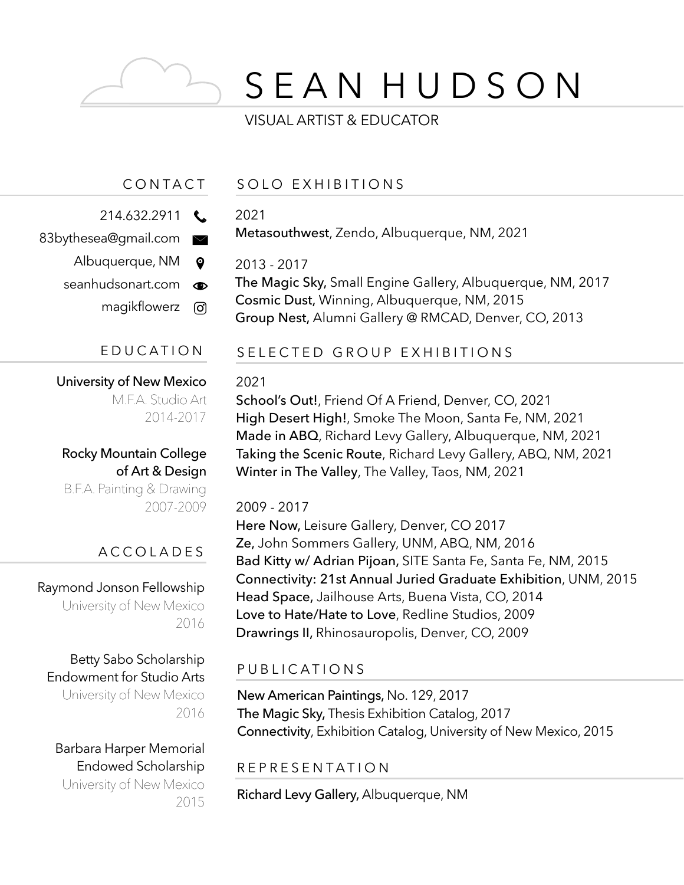# SEAN HUDSON

VISUAL ARTIST & EDUCATOR

## CONTACT

214.632.2911

83bythesea@gmail.com

Albuquerque, NM

seanhudsonart.com

magikflowerz

## EDUCATION

**University of New Mexico**
M.F.A. Studio Art
2014-2017

**Rocky Mountain College of Art & Design**
B.F.A. Painting & Drawing
2007-2009

## ACCOLADES

Raymond Jonson Fellowship
University of New Mexico
2016

Betty Sabo Scholarship Endowment for Studio Arts
University of New Mexico
2016

Barbara Harper Memorial Endowed Scholarship
University of New Mexico
2015

## SOLO EXHIBITIONS

2021

**Metasouthwest**, Zendo, Albuquerque, NM, 2021

2013 - 2017

**The Magic Sky,** Small Engine Gallery, Albuquerque, NM, 2017
**Cosmic Dust,** Winning, Albuquerque, NM, 2015
**Group Nest,** Alumni Gallery @ RMCAD, Denver, CO, 2013

## SELECTED GROUP EXHIBITIONS

2021

**School's Out!**, Friend Of A Friend, Denver, CO, 2021
**High Desert High!**, Smoke The Moon, Santa Fe, NM, 2021
**Made in ABQ**, Richard Levy Gallery, Albuquerque, NM, 2021
**Taking the Scenic Route**, Richard Levy Gallery, ABQ, NM, 2021
**Winter in The Valley**, The Valley, Taos, NM, 2021

2009 - 2017

**Here Now,** Leisure Gallery, Denver, CO 2017
**Ze,** John Sommers Gallery, UNM, ABQ, NM, 2016
**Bad Kitty w/ Adrian Pijoan,** SITE Santa Fe, Santa Fe, NM, 2015
**Connectivity: 21st Annual Juried Graduate Exhibition**, UNM, 2015
**Head Space,** Jailhouse Arts, Buena Vista, CO, 2014
**Love to Hate/Hate to Love**, Redline Studios, 2009
**Drawrings II,** Rhinosauropolis, Denver, CO, 2009

## PUBLICATIONS

**New American Paintings,** No. 129, 2017
**The Magic Sky,** Thesis Exhibition Catalog, 2017
**Connectivity**, Exhibition Catalog, University of New Mexico, 2015

## REPRESENTATION

**Richard Levy Gallery,** Albuquerque, NM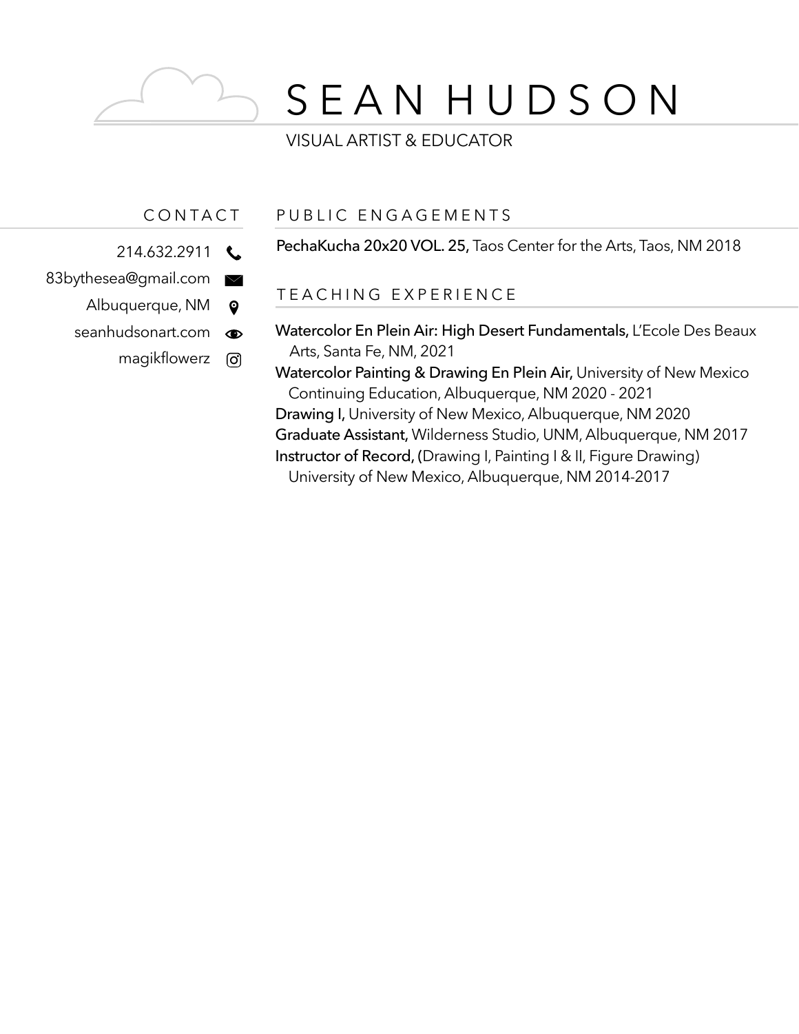# SEAN HUDSON

VISUAL ARTIST & EDUCATOR

## CONTACT

214.632.2911

83bythesea@gmail.com

Albuquerque, NM

seanhudsonart.com

magikflowerz

## PUBLIC ENGAGEMENTS

**PechaKucha 20x20 VOL. 25,** Taos Center for the Arts, Taos, NM 2018

## TEACHING EXPERIENCE

**Watercolor En Plein Air: High Desert Fundamentals,** L'Ecole Des Beaux Arts, Santa Fe, NM, 2021

**Watercolor Painting & Drawing En Plein Air,** University of New Mexico Continuing Education, Albuquerque, NM 2020 - 2021

**Drawing I,** University of New Mexico, Albuquerque, NM 2020

**Graduate Assistant,** Wilderness Studio, UNM, Albuquerque, NM 2017

**Instructor of Record, (**Drawing I, Painting I & II, Figure Drawing) University of New Mexico, Albuquerque, NM 2014-2017